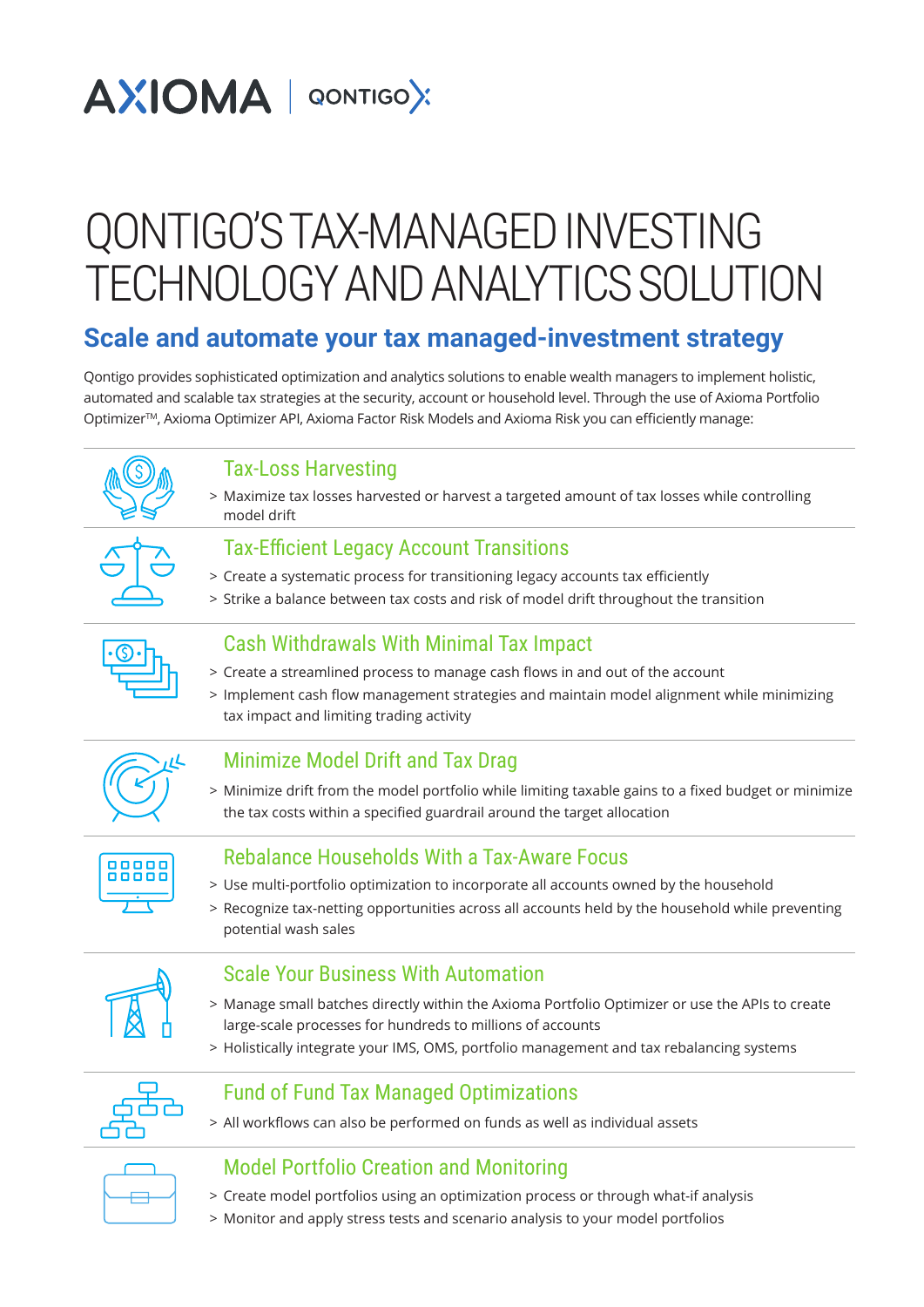AXIOMA | QONTIGO

# QONTIGO'S TAX-MANAGED INVESTING TECHNOLOGY AND ANALYTICS SOLUTION

## Scale and automate your tax managed-investment strategy

Qontigo provides sophisticated optimization and analytics solutions to enable wealth managers to implement holistic, automated and scalable tax strategies at the security, account or household level. Through the use of Axioma Portfolio Optimizer™, Axioma Optimizer API, Axioma Factor Risk Models and Axioma Risk you can efficiently manage:

### Tax-Loss Harvesting

> Maximize tax losses harvested or harvest a targeted amount of tax losses while controlling model drift

### Tax-Efficient Legacy Account Transitions

> Create a systematic process for transitioning legacy accounts tax efficiently

> Strike a balance between tax costs and risk of model drift throughout the transition

### Cash Withdrawals With Minimal Tax Impact

> Create a streamlined process to manage cash flows in and out of the account

> Implement cash flow management strategies and maintain model alignment while minimizing tax impact and limiting trading activity

### Minimize Model Drift and Tax Drag

> Minimize drift from the model portfolio while limiting taxable gains to a fixed budget or minimize the tax costs within a specified guardrail around the target allocation

### Rebalance Households With a Tax-Aware Focus

> Use multi-portfolio optimization to incorporate all accounts owned by the household

> Recognize tax-netting opportunities across all accounts held by the household while preventing potential wash sales

### Scale Your Business With Automation

> Manage small batches directly within the Axioma Portfolio Optimizer or use the APIs to create large-scale processes for hundreds to millions of accounts

> Holistically integrate your IMS, OMS, portfolio management and tax rebalancing systems

### Fund of Fund Tax Managed Optimizations

> All workflows can also be performed on funds as well as individual assets

### Model Portfolio Creation and Monitoring

> Create model portfolios using an optimization process or through what-if analysis

> Monitor and apply stress tests and scenario analysis to your model portfolios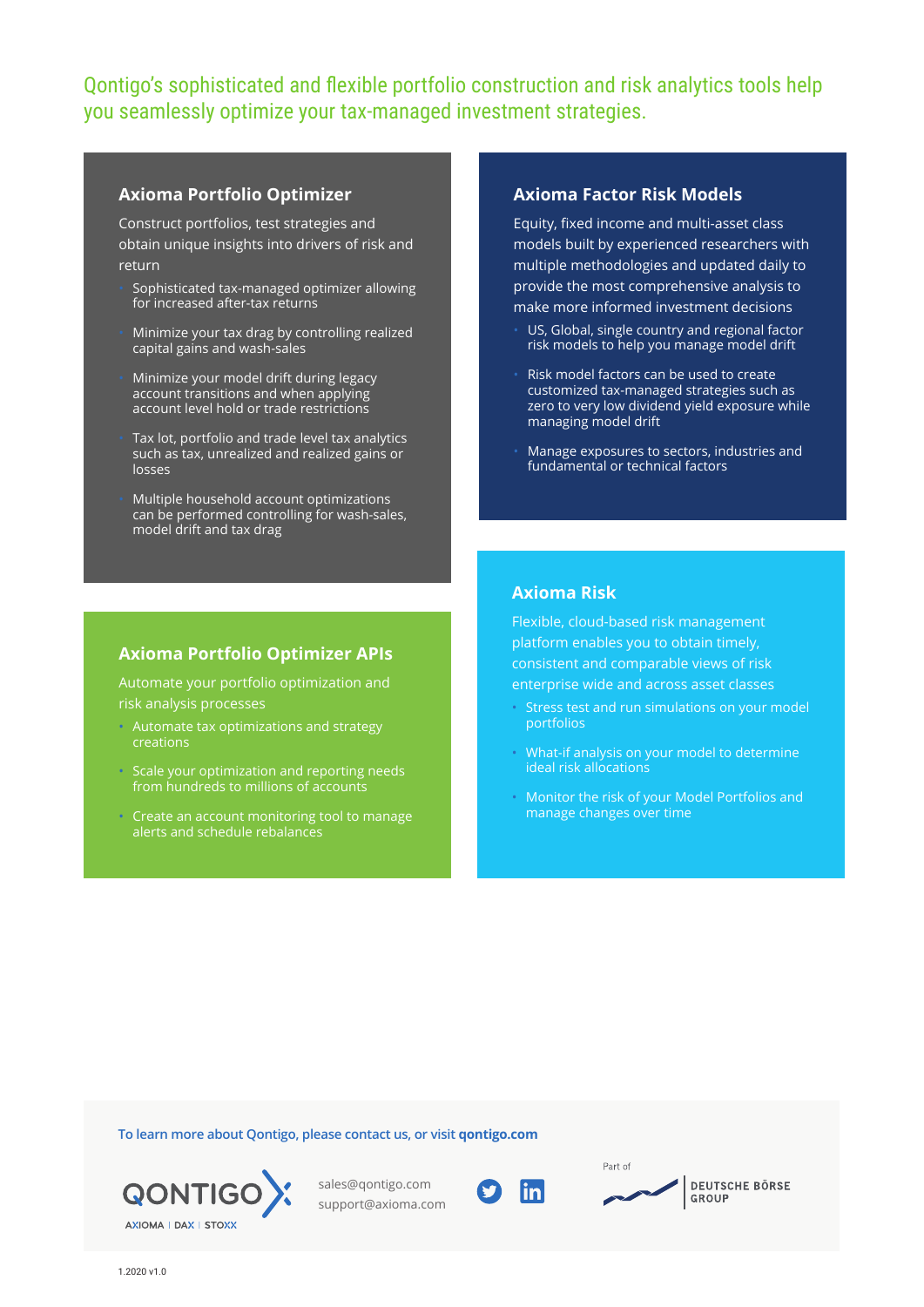Qontigo's sophisticated and flexible portfolio construction and risk analytics tools help you seamlessly optimize your tax-managed investment strategies.

## Axioma Portfolio Optimizer

Construct portfolios, test strategies and obtain unique insights into drivers of risk and return

- Sophisticated tax-managed optimizer allowing for increased after-tax returns
- Minimize your tax drag by controlling realized capital gains and wash-sales
- Minimize your model drift during legacy account transitions and when applying account level hold or trade restrictions
- Tax lot, portfolio and trade level tax analytics such as tax, unrealized and realized gains or losses
- Multiple household account optimizations can be performed controlling for wash-sales, model drift and tax drag

## Axioma Factor Risk Models

Equity, fixed income and multi-asset class models built by experienced researchers with multiple methodologies and updated daily to provide the most comprehensive analysis to make more informed investment decisions

- US, Global, single country and regional factor risk models to help you manage model drift
- Risk model factors can be used to create customized tax-managed strategies such as zero to very low dividend yield exposure while managing model drift
- Manage exposures to sectors, industries and fundamental or technical factors

## Axioma Portfolio Optimizer APIs

Automate your portfolio optimization and risk analysis processes

- Automate tax optimizations and strategy creations
- Scale your optimization and reporting needs from hundreds to millions of accounts
- Create an account monitoring tool to manage alerts and schedule rebalances

## Axioma Risk

Flexible, cloud-based risk management platform enables you to obtain timely, consistent and comparable views of risk enterprise wide and across asset classes

- Stress test and run simulations on your model portfolios
- What-if analysis on your model to determine ideal risk allocations
- Monitor the risk of your Model Portfolios and manage changes over time

To learn more about Qontigo, please contact us, or visit **qontigo.com**

QONTIGO
AXIOMA | DAX | STOXX

sales@qontigo.com
support@axioma.com

Part of DEUTSCHE BÖRSE GROUP

1.2020 v1.0